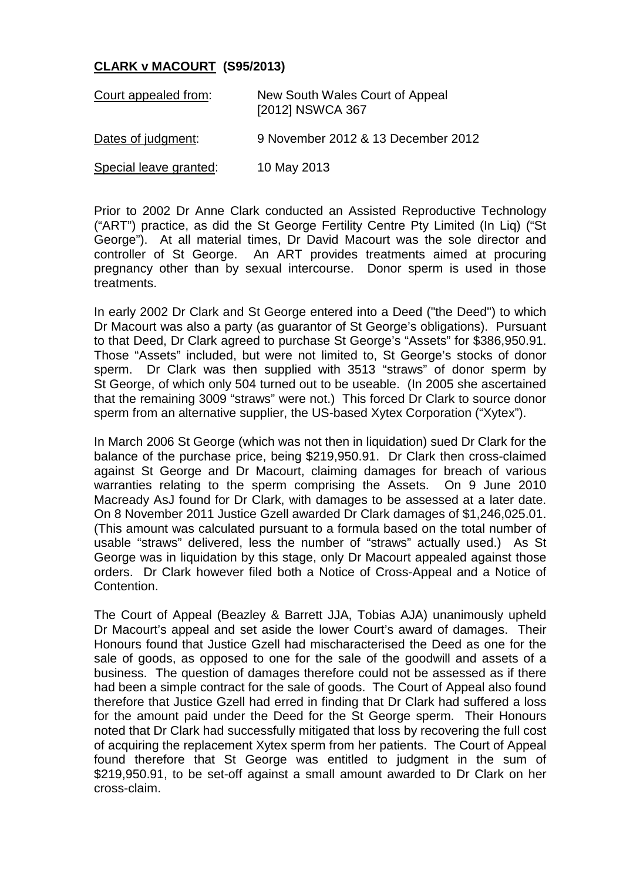**CLARK v MACOURT (S95/2013)**

| Court appealed from: | New South Wales Court of Appeal [2012] NSWCA 367 |
|---|---|
| Dates of judgment: | 9 November 2012 & 13 December 2012 |
| Special leave granted: | 10 May 2013 |

Prior to 2002 Dr Anne Clark conducted an Assisted Reproductive Technology ("ART") practice, as did the St George Fertility Centre Pty Limited (In Liq) ("St George"). At all material times, Dr David Macourt was the sole director and controller of St George. An ART provides treatments aimed at procuring pregnancy other than by sexual intercourse. Donor sperm is used in those treatments.

In early 2002 Dr Clark and St George entered into a Deed ("the Deed") to which Dr Macourt was also a party (as guarantor of St George's obligations). Pursuant to that Deed, Dr Clark agreed to purchase St George's "Assets" for $386,950.91. Those "Assets" included, but were not limited to, St George's stocks of donor sperm. Dr Clark was then supplied with 3513 "straws" of donor sperm by St George, of which only 504 turned out to be useable. (In 2005 she ascertained that the remaining 3009 "straws" were not.) This forced Dr Clark to source donor sperm from an alternative supplier, the US-based Xytex Corporation ("Xytex").

In March 2006 St George (which was not then in liquidation) sued Dr Clark for the balance of the purchase price, being $219,950.91. Dr Clark then cross-claimed against St George and Dr Macourt, claiming damages for breach of various warranties relating to the sperm comprising the Assets. On 9 June 2010 Macready AsJ found for Dr Clark, with damages to be assessed at a later date. On 8 November 2011 Justice Gzell awarded Dr Clark damages of $1,246,025.01. (This amount was calculated pursuant to a formula based on the total number of usable "straws" delivered, less the number of "straws" actually used.) As St George was in liquidation by this stage, only Dr Macourt appealed against those orders. Dr Clark however filed both a Notice of Cross-Appeal and a Notice of Contention.

The Court of Appeal (Beazley & Barrett JJA, Tobias AJA) unanimously upheld Dr Macourt's appeal and set aside the lower Court's award of damages. Their Honours found that Justice Gzell had mischaracterised the Deed as one for the sale of goods, as opposed to one for the sale of the goodwill and assets of a business. The question of damages therefore could not be assessed as if there had been a simple contract for the sale of goods. The Court of Appeal also found therefore that Justice Gzell had erred in finding that Dr Clark had suffered a loss for the amount paid under the Deed for the St George sperm. Their Honours noted that Dr Clark had successfully mitigated that loss by recovering the full cost of acquiring the replacement Xytex sperm from her patients. The Court of Appeal found therefore that St George was entitled to judgment in the sum of $219,950.91, to be set-off against a small amount awarded to Dr Clark on her cross-claim.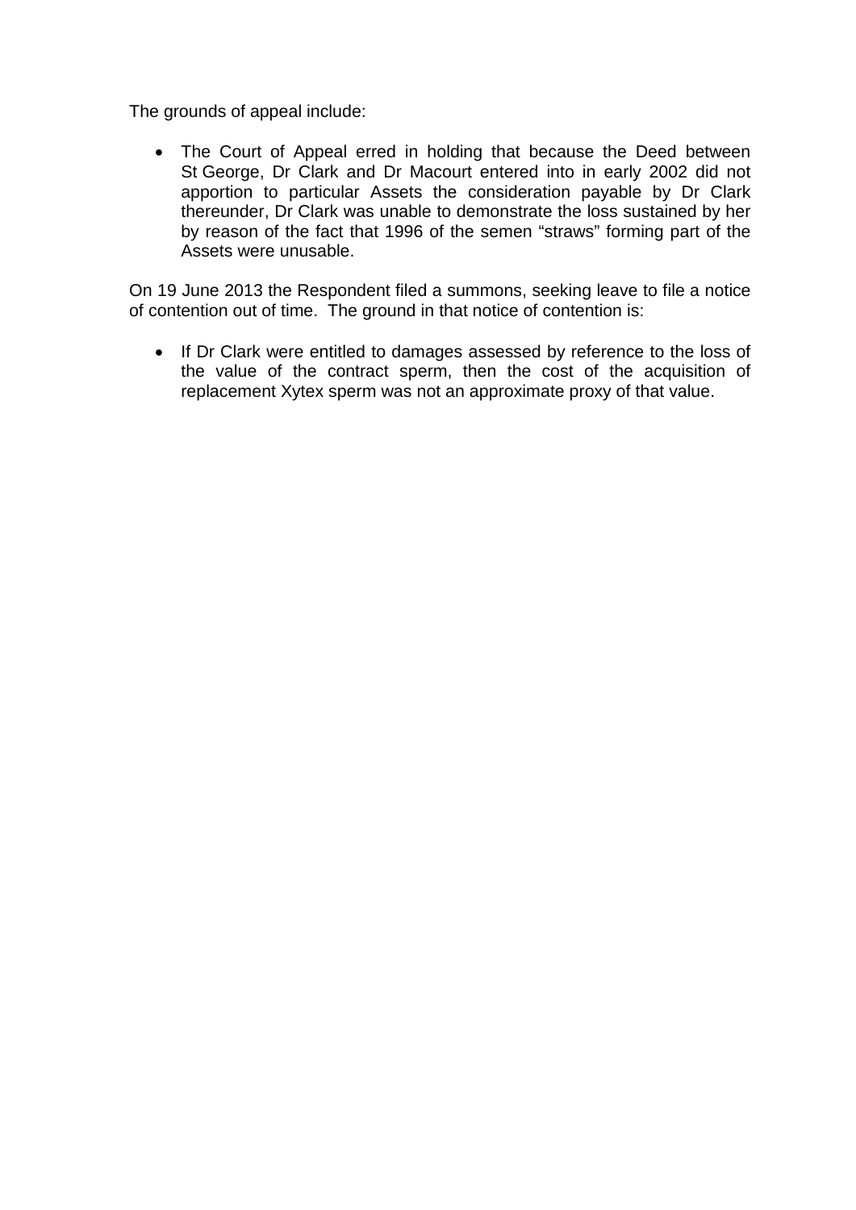The grounds of appeal include:

- The Court of Appeal erred in holding that because the Deed between St George, Dr Clark and Dr Macourt entered into in early 2002 did not apportion to particular Assets the consideration payable by Dr Clark thereunder, Dr Clark was unable to demonstrate the loss sustained by her by reason of the fact that 1996 of the semen "straws" forming part of the Assets were unusable.

On 19 June 2013 the Respondent filed a summons, seeking leave to file a notice of contention out of time. The ground in that notice of contention is:

- If Dr Clark were entitled to damages assessed by reference to the loss of the value of the contract sperm, then the cost of the acquisition of replacement Xytex sperm was not an approximate proxy of that value.